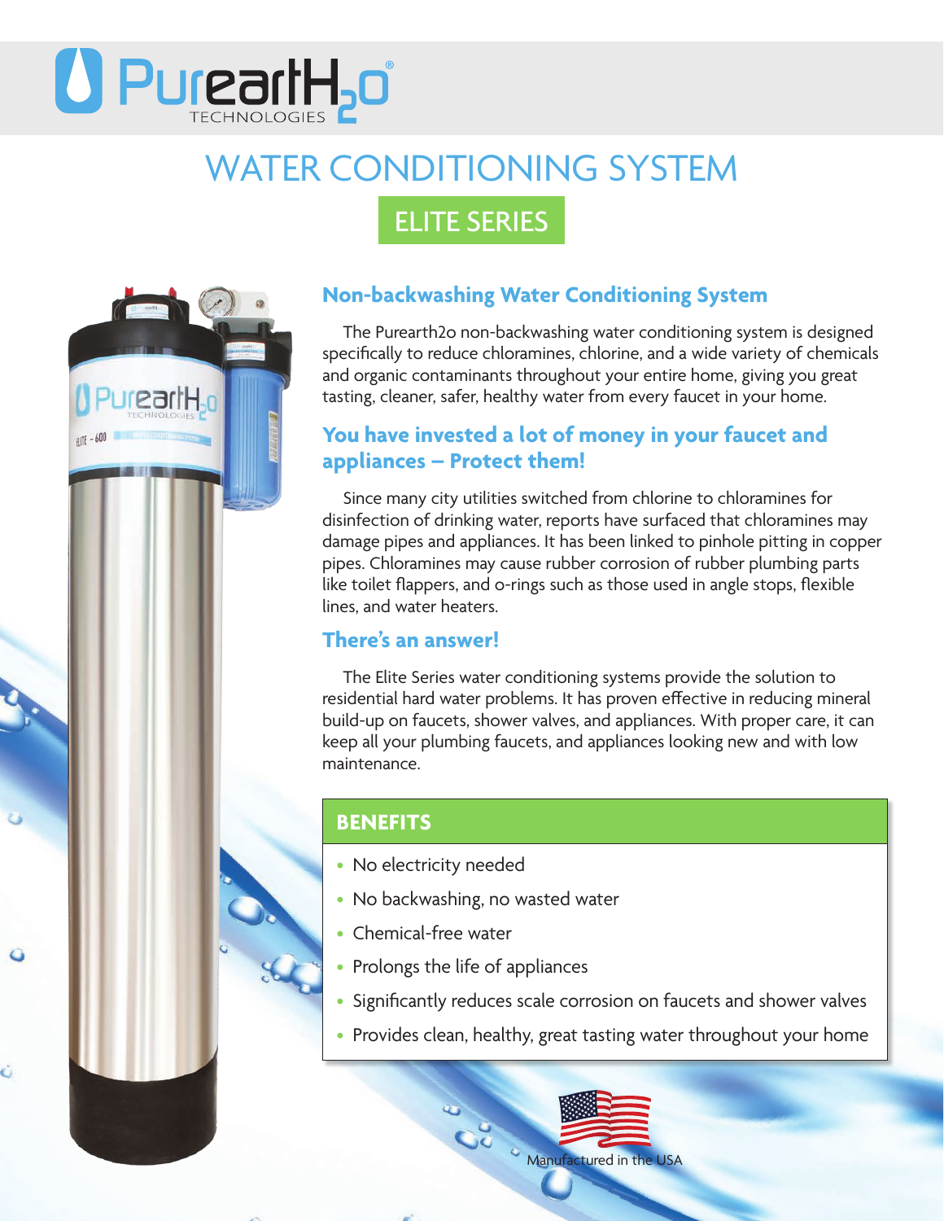# PurearthH2o TECHNOLOGIES

# WATER CONDITIONING SYSTEM

## ELITE SERIES

### Non-backwashing Water Conditioning System

The Purearth2o non-backwashing water conditioning system is designed specifically to reduce chloramines, chlorine, and a wide variety of chemicals and organic contaminants throughout your entire home, giving you great tasting, cleaner, safer, healthy water from every faucet in your home.

### You have invested a lot of money in your faucet and appliances – Protect them!

Since many city utilities switched from chlorine to chloramines for disinfection of drinking water, reports have surfaced that chloramines may damage pipes and appliances. It has been linked to pinhole pitting in copper pipes. Chloramines may cause rubber corrosion of rubber plumbing parts like toilet flappers, and o-rings such as those used in angle stops, flexible lines, and water heaters.

### There's an answer!

The Elite Series water conditioning systems provide the solution to residential hard water problems. It has proven effective in reducing mineral build-up on faucets, shower valves, and appliances. With proper care, it can keep all your plumbing faucets, and appliances looking new and with low maintenance.

### BENEFITS

- No electricity needed
- No backwashing, no wasted water
- Chemical-free water
- Prolongs the life of appliances
- Significantly reduces scale corrosion on faucets and shower valves
- Provides clean, healthy, great tasting water throughout your home

Manufactured in the USA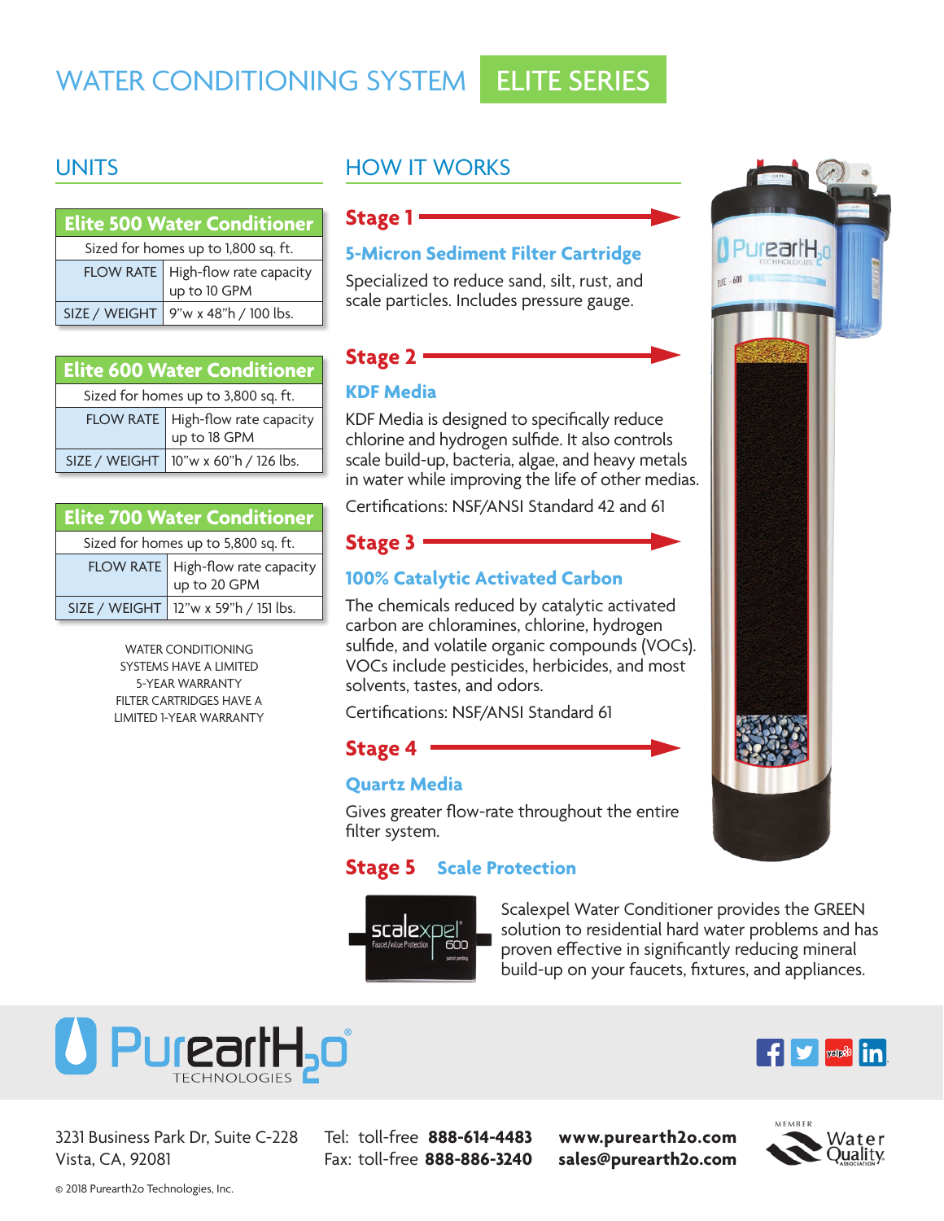# WATER CONDITIONING SYSTEM ELITE SERIES

## UNITS

| Elite 500 Water Conditioner | |
|---|---|
| Sized for homes up to 1,800 sq. ft. | |
| FLOW RATE | High-flow rate capacity up to 10 GPM |
| SIZE / WEIGHT | 9"w x 48"h / 100 lbs. |

| Elite 600 Water Conditioner | |
|---|---|
| Sized for homes up to 3,800 sq. ft. | |
| FLOW RATE | High-flow rate capacity up to 18 GPM |
| SIZE / WEIGHT | 10"w x 60"h / 126 lbs. |

| Elite 700 Water Conditioner | |
|---|---|
| Sized for homes up to 5,800 sq. ft. | |
| FLOW RATE | High-flow rate capacity up to 20 GPM |
| SIZE / WEIGHT | 12"w x 59"h / 151 lbs. |

WATER CONDITIONING SYSTEMS HAVE A LIMITED 5-YEAR WARRANTY
FILTER CARTRIDGES HAVE A LIMITED 1-YEAR WARRANTY

## HOW IT WORKS

### Stage 1

**5-Micron Sediment Filter Cartridge**

Specialized to reduce sand, silt, rust, and scale particles. Includes pressure gauge.

### Stage 2

**KDF Media**

KDF Media is designed to specifically reduce chlorine and hydrogen sulfide. It also controls scale build-up, bacteria, algae, and heavy metals in water while improving the life of other medias.

Certifications: NSF/ANSI Standard 42 and 61

### Stage 3

**100% Catalytic Activated Carbon**

The chemicals reduced by catalytic activated carbon are chloramines, chlorine, hydrogen sulfide, and volatile organic compounds (VOCs). VOCs include pesticides, herbicides, and most solvents, tastes, and odors.

Certifications: NSF/ANSI Standard 61

### Stage 4

**Quartz Media**

Gives greater flow-rate throughout the entire filter system.

### Stage 5 Scale Protection

Scalexpel Water Conditioner provides the GREEN solution to residential hard water problems and has proven effective in significantly reducing mineral build-up on your faucets, fixtures, and appliances.

PurearthH2O TECHNOLOGIES

3231 Business Park Dr, Suite C-228
Vista, CA, 92081

Tel: toll-free **888-614-4483**
Fax: toll-free **888-886-3240**

**www.purearth2o.com**
**sales@purearth2o.com**

MEMBER Water Quality Association

© 2018 Purearth2o Technologies, Inc.